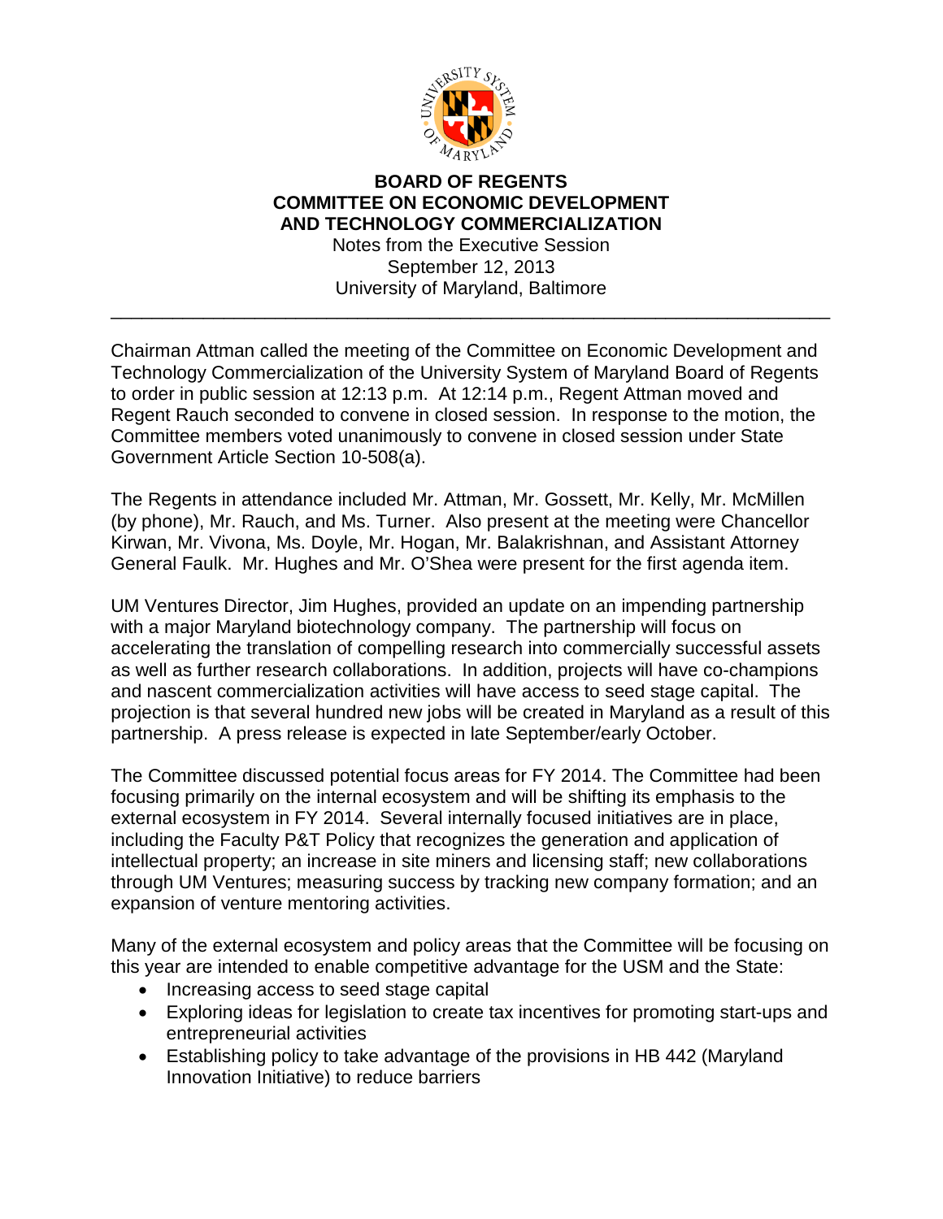**BOARD OF REGENTS**
**COMMITTEE ON ECONOMIC DEVELOPMENT**
**AND TECHNOLOGY COMMERCIALIZATION**

Notes from the Executive Session
September 12, 2013
University of Maryland, Baltimore

---

Chairman Attman called the meeting of the Committee on Economic Development and Technology Commercialization of the University System of Maryland Board of Regents to order in public session at 12:13 p.m. At 12:14 p.m., Regent Attman moved and Regent Rauch seconded to convene in closed session. In response to the motion, the Committee members voted unanimously to convene in closed session under State Government Article Section 10-508(a).

The Regents in attendance included Mr. Attman, Mr. Gossett, Mr. Kelly, Mr. McMillen (by phone), Mr. Rauch, and Ms. Turner. Also present at the meeting were Chancellor Kirwan, Mr. Vivona, Ms. Doyle, Mr. Hogan, Mr. Balakrishnan, and Assistant Attorney General Faulk. Mr. Hughes and Mr. O'Shea were present for the first agenda item.

UM Ventures Director, Jim Hughes, provided an update on an impending partnership with a major Maryland biotechnology company. The partnership will focus on accelerating the translation of compelling research into commercially successful assets as well as further research collaborations. In addition, projects will have co-champions and nascent commercialization activities will have access to seed stage capital. The projection is that several hundred new jobs will be created in Maryland as a result of this partnership. A press release is expected in late September/early October.

The Committee discussed potential focus areas for FY 2014. The Committee had been focusing primarily on the internal ecosystem and will be shifting its emphasis to the external ecosystem in FY 2014. Several internally focused initiatives are in place, including the Faculty P&T Policy that recognizes the generation and application of intellectual property; an increase in site miners and licensing staff; new collaborations through UM Ventures; measuring success by tracking new company formation; and an expansion of venture mentoring activities.

Many of the external ecosystem and policy areas that the Committee will be focusing on this year are intended to enable competitive advantage for the USM and the State:

- Increasing access to seed stage capital
- Exploring ideas for legislation to create tax incentives for promoting start-ups and entrepreneurial activities
- Establishing policy to take advantage of the provisions in HB 442 (Maryland Innovation Initiative) to reduce barriers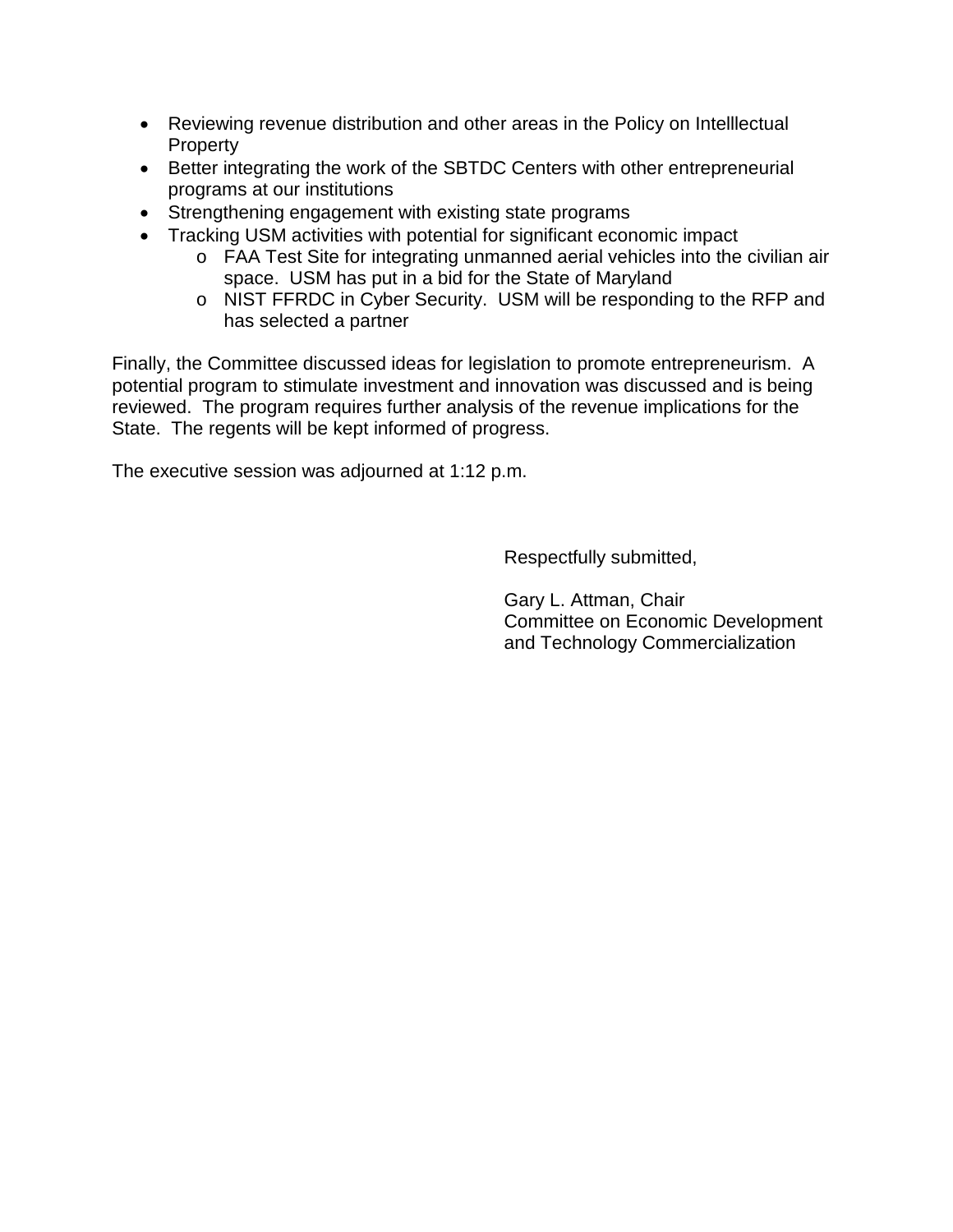- Reviewing revenue distribution and other areas in the Policy on Intelllectual Property
- Better integrating the work of the SBTDC Centers with other entrepreneurial programs at our institutions
- Strengthening engagement with existing state programs
- Tracking USM activities with potential for significant economic impact
  - FAA Test Site for integrating unmanned aerial vehicles into the civilian air space. USM has put in a bid for the State of Maryland
  - NIST FFRDC in Cyber Security. USM will be responding to the RFP and has selected a partner

Finally, the Committee discussed ideas for legislation to promote entrepreneurism. A potential program to stimulate investment and innovation was discussed and is being reviewed. The program requires further analysis of the revenue implications for the State. The regents will be kept informed of progress.

The executive session was adjourned at 1:12 p.m.

Respectfully submitted,

Gary L. Attman, Chair
Committee on Economic Development
and Technology Commercialization